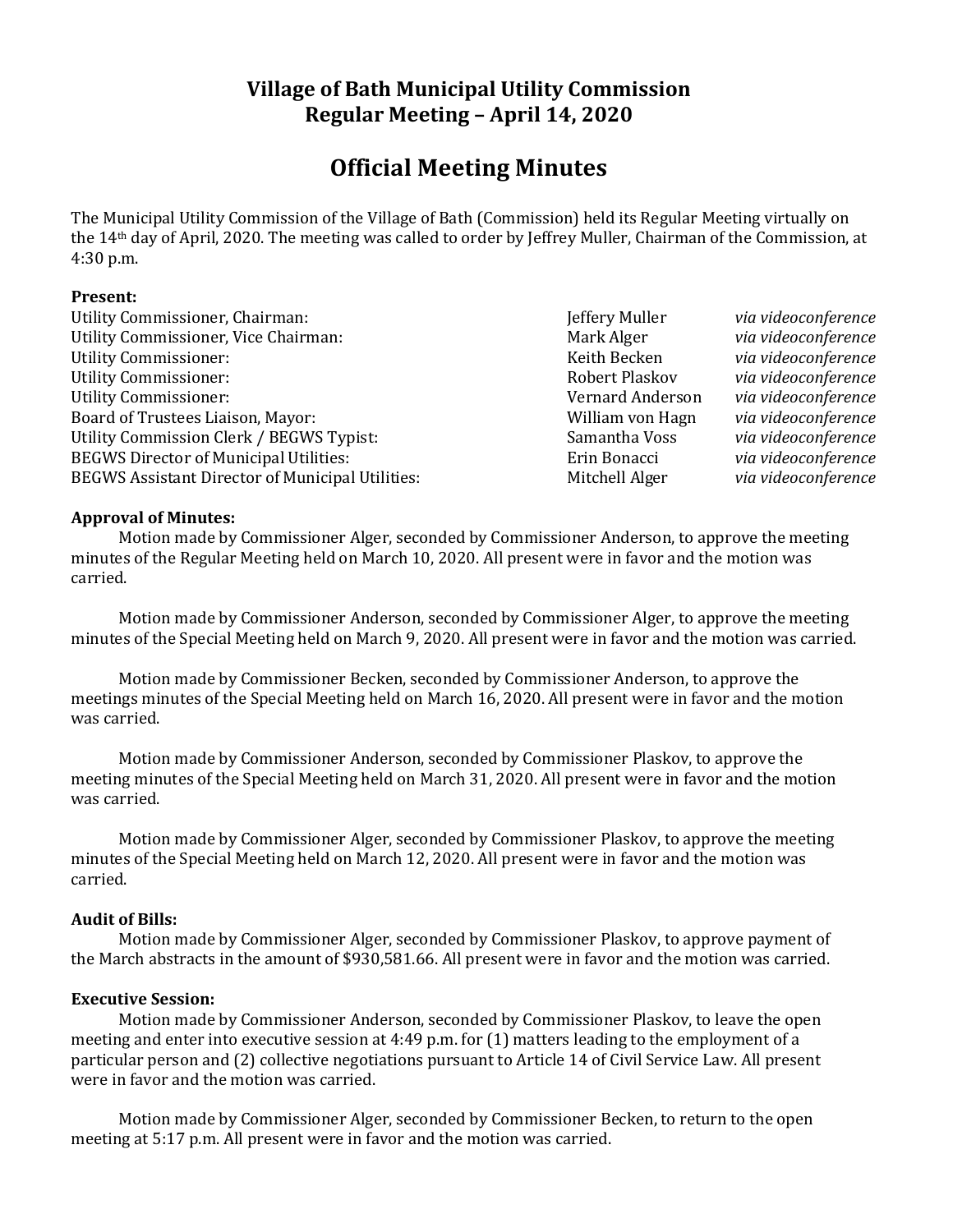# Village of Bath Municipal Utility Commission
# Regular Meeting – April 14, 2020

## Official Meeting Minutes

The Municipal Utility Commission of the Village of Bath (Commission) held its Regular Meeting virtually on the 14th day of April, 2020. The meeting was called to order by Jeffrey Muller, Chairman of the Commission, at 4:30 p.m.

**Present:**

| | | |
|---|---|---|
| Utility Commissioner, Chairman: | Jeffery Muller | *via videoconference* |
| Utility Commissioner, Vice Chairman: | Mark Alger | *via videoconference* |
| Utility Commissioner: | Keith Becken | *via videoconference* |
| Utility Commissioner: | Robert Plaskov | *via videoconference* |
| Utility Commissioner: | Vernard Anderson | *via videoconference* |
| Board of Trustees Liaison, Mayor: | William von Hagn | *via videoconference* |
| Utility Commission Clerk / BEGWS Typist: | Samantha Voss | *via videoconference* |
| BEGWS Director of Municipal Utilities: | Erin Bonacci | *via videoconference* |
| BEGWS Assistant Director of Municipal Utilities: | Mitchell Alger | *via videoconference* |

**Approval of Minutes:**

Motion made by Commissioner Alger, seconded by Commissioner Anderson, to approve the meeting minutes of the Regular Meeting held on March 10, 2020. All present were in favor and the motion was carried.

Motion made by Commissioner Anderson, seconded by Commissioner Alger, to approve the meeting minutes of the Special Meeting held on March 9, 2020. All present were in favor and the motion was carried.

Motion made by Commissioner Becken, seconded by Commissioner Anderson, to approve the meetings minutes of the Special Meeting held on March 16, 2020. All present were in favor and the motion was carried.

Motion made by Commissioner Anderson, seconded by Commissioner Plaskov, to approve the meeting minutes of the Special Meeting held on March 31, 2020. All present were in favor and the motion was carried.

Motion made by Commissioner Alger, seconded by Commissioner Plaskov, to approve the meeting minutes of the Special Meeting held on March 12, 2020. All present were in favor and the motion was carried.

**Audit of Bills:**

Motion made by Commissioner Alger, seconded by Commissioner Plaskov, to approve payment of the March abstracts in the amount of $930,581.66. All present were in favor and the motion was carried.

**Executive Session:**

Motion made by Commissioner Anderson, seconded by Commissioner Plaskov, to leave the open meeting and enter into executive session at 4:49 p.m. for (1) matters leading to the employment of a particular person and (2) collective negotiations pursuant to Article 14 of Civil Service Law. All present were in favor and the motion was carried.

Motion made by Commissioner Alger, seconded by Commissioner Becken, to return to the open meeting at 5:17 p.m. All present were in favor and the motion was carried.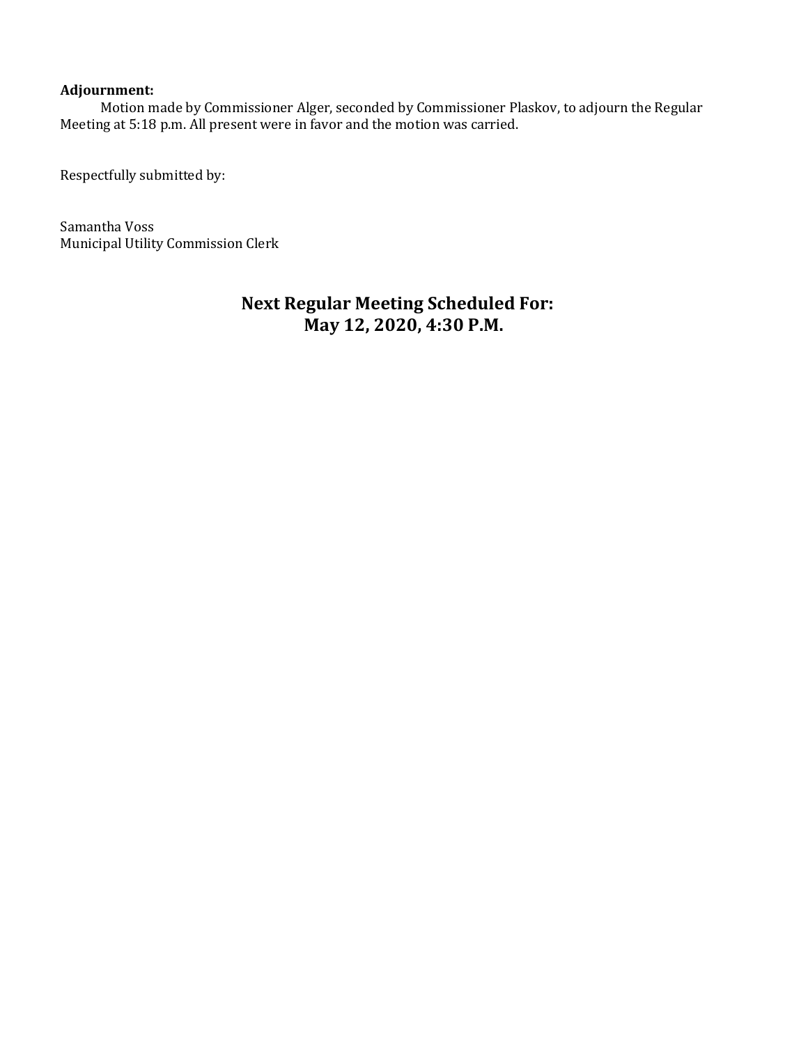**Adjournment:**

Motion made by Commissioner Alger, seconded by Commissioner Plaskov, to adjourn the Regular Meeting at 5:18 p.m. All present were in favor and the motion was carried.

Respectfully submitted by:

Samantha Voss
Municipal Utility Commission Clerk

## Next Regular Meeting Scheduled For: May 12, 2020, 4:30 P.M.